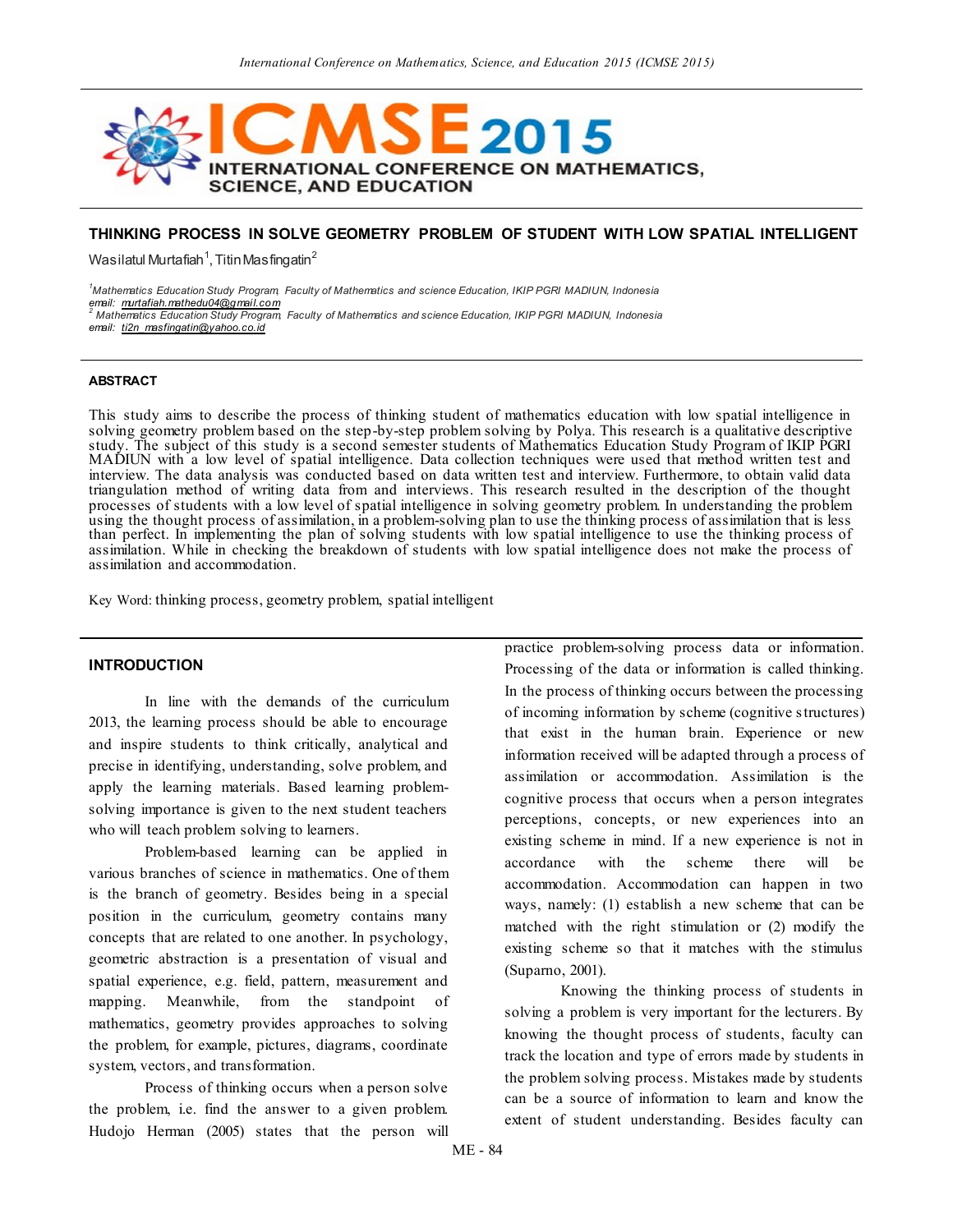# THINKING PROCESS IN SOLVE GEOMETRY PROBLEM OF STUDENT WITH LOW SPATIAL INTELLIGENT

Wasilatul Murtafiah[1], Titin Masfingatin[2]

[1]Mathematics Education Study Program, Faculty of Mathematics and science Education, IKIP PGRI MADIUN, Indonesia
email: murtafiah.mathedu04@gmail.com
[2] Mathematics Education Study Program, Faculty of Mathematics and science Education, IKIP PGRI MADIUN, Indonesia
email: ti2n_masfingatin@yahoo.co.id

## ABSTRACT

This study aims to describe the process of thinking student of mathematics education with low spatial intelligence in solving geometry problem based on the step-by-step problem solving by Polya. This research is a qualitative descriptive study. The subject of this study is a second semester students of Mathematics Education Study Program of IKIP PGRI MADIUN with a low level of spatial intelligence. Data collection techniques were used that method written test and interview. The data analysis was conducted based on data written test and interview. Furthermore, to obtain valid data triangulation method of writing data from and interviews. This research resulted in the description of the thought processes of students with a low level of spatial intelligence in solving geometry problem. In understanding the problem using the thought process of assimilation, in a problem-solving plan to use the thinking process of assimilation that is less than perfect. In implementing the plan of solving students with low spatial intelligence to use the thinking process of assimilation. While in checking the breakdown of students with low spatial intelligence does not make the process of assimilation and accommodation.

Key Word: thinking process, geometry problem, spatial intelligent

## INTRODUCTION

In line with the demands of the curriculum 2013, the learning process should be able to encourage and inspire students to think critically, analytical and precise in identifying, understanding, solve problem, and apply the learning materials. Based learning problem-solving importance is given to the next student teachers who will teach problem solving to learners.

Problem-based learning can be applied in various branches of science in mathematics. One of them is the branch of geometry. Besides being in a special position in the curriculum, geometry contains many concepts that are related to one another. In psychology, geometric abstraction is a presentation of visual and spatial experience, e.g. field, pattern, measurement and mapping. Meanwhile, from the standpoint of mathematics, geometry provides approaches to solving the problem, for example, pictures, diagrams, coordinate system, vectors, and transformation.

Process of thinking occurs when a person solve the problem, i.e. find the answer to a given problem. Hudojo Herman (2005) states that the person will practice problem-solving process data or information. Processing of the data or information is called thinking. In the process of thinking occurs between the processing of incoming information by scheme (cognitive structures) that exist in the human brain. Experience or new information received will be adapted through a process of assimilation or accommodation. Assimilation is the cognitive process that occurs when a person integrates perceptions, concepts, or new experiences into an existing scheme in mind. If a new experience is not in accordance with the scheme there will be accommodation. Accommodation can happen in two ways, namely: (1) establish a new scheme that can be matched with the right stimulation or (2) modify the existing scheme so that it matches with the stimulus (Suparno, 2001).

Knowing the thinking process of students in solving a problem is very important for the lecturers. By knowing the thought process of students, faculty can track the location and type of errors made by students in the problem solving process. Mistakes made by students can be a source of information to learn and know the extent of student understanding. Besides faculty can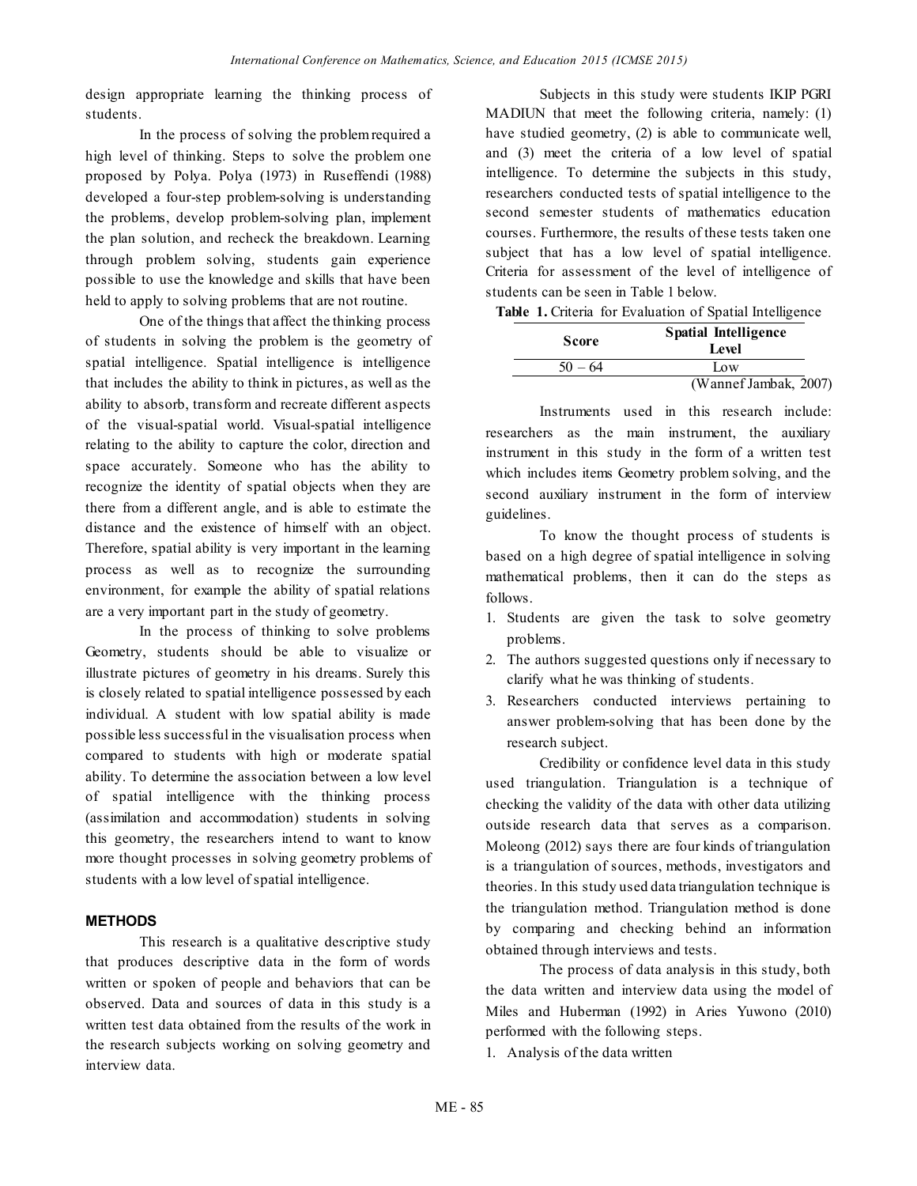design appropriate learning the thinking process of students.

In the process of solving the problem required a high level of thinking. Steps to solve the problem one proposed by Polya. Polya (1973) in Ruseffendi (1988) developed a four-step problem-solving is understanding the problems, develop problem-solving plan, implement the plan solution, and recheck the breakdown. Learning through problem solving, students gain experience possible to use the knowledge and skills that have been held to apply to solving problems that are not routine.

One of the things that affect the thinking process of students in solving the problem is the geometry of spatial intelligence. Spatial intelligence is intelligence that includes the ability to think in pictures, as well as the ability to absorb, transform and recreate different aspects of the visual-spatial world. Visual-spatial intelligence relating to the ability to capture the color, direction and space accurately. Someone who has the ability to recognize the identity of spatial objects when they are there from a different angle, and is able to estimate the distance and the existence of himself with an object. Therefore, spatial ability is very important in the learning process as well as to recognize the surrounding environment, for example the ability of spatial relations are a very important part in the study of geometry.

In the process of thinking to solve problems Geometry, students should be able to visualize or illustrate pictures of geometry in his dreams. Surely this is closely related to spatial intelligence possessed by each individual. A student with low spatial ability is made possible less successful in the visualisation process when compared to students with high or moderate spatial ability. To determine the association between a low level of spatial intelligence with the thinking process (assimilation and accommodation) students in solving this geometry, the researchers intend to want to know more thought processes in solving geometry problems of students with a low level of spatial intelligence.

## METHODS

This research is a qualitative descriptive study that produces descriptive data in the form of words written or spoken of people and behaviors that can be observed. Data and sources of data in this study is a written test data obtained from the results of the work in the research subjects working on solving geometry and interview data.

Subjects in this study were students IKIP PGRI MADIUN that meet the following criteria, namely: (1) have studied geometry, (2) is able to communicate well, and (3) meet the criteria of a low level of spatial intelligence. To determine the subjects in this study, researchers conducted tests of spatial intelligence to the second semester students of mathematics education courses. Furthermore, the results of these tests taken one subject that has a low level of spatial intelligence. Criteria for assessment of the level of intelligence of students can be seen in Table 1 below.

**Table 1.** Criteria for Evaluation of Spatial Intelligence

| Score | Spatial Intelligence Level |
|---|---|
| 50 – 64 | Low |

(Wannef Jambak, 2007)

Instruments used in this research include: researchers as the main instrument, the auxiliary instrument in this study in the form of a written test which includes items Geometry problem solving, and the second auxiliary instrument in the form of interview guidelines.

To know the thought process of students is based on a high degree of spatial intelligence in solving mathematical problems, then it can do the steps as follows.

1. Students are given the task to solve geometry problems.
2. The authors suggested questions only if necessary to clarify what he was thinking of students.
3. Researchers conducted interviews pertaining to answer problem-solving that has been done by the research subject.

Credibility or confidence level data in this study used triangulation. Triangulation is a technique of checking the validity of the data with other data utilizing outside research data that serves as a comparison. Moleong (2012) says there are four kinds of triangulation is a triangulation of sources, methods, investigators and theories. In this study used data triangulation technique is the triangulation method. Triangulation method is done by comparing and checking behind an information obtained through interviews and tests.

The process of data analysis in this study, both the data written and interview data using the model of Miles and Huberman (1992) in Aries Yuwono (2010) performed with the following steps.

1. Analysis of the data written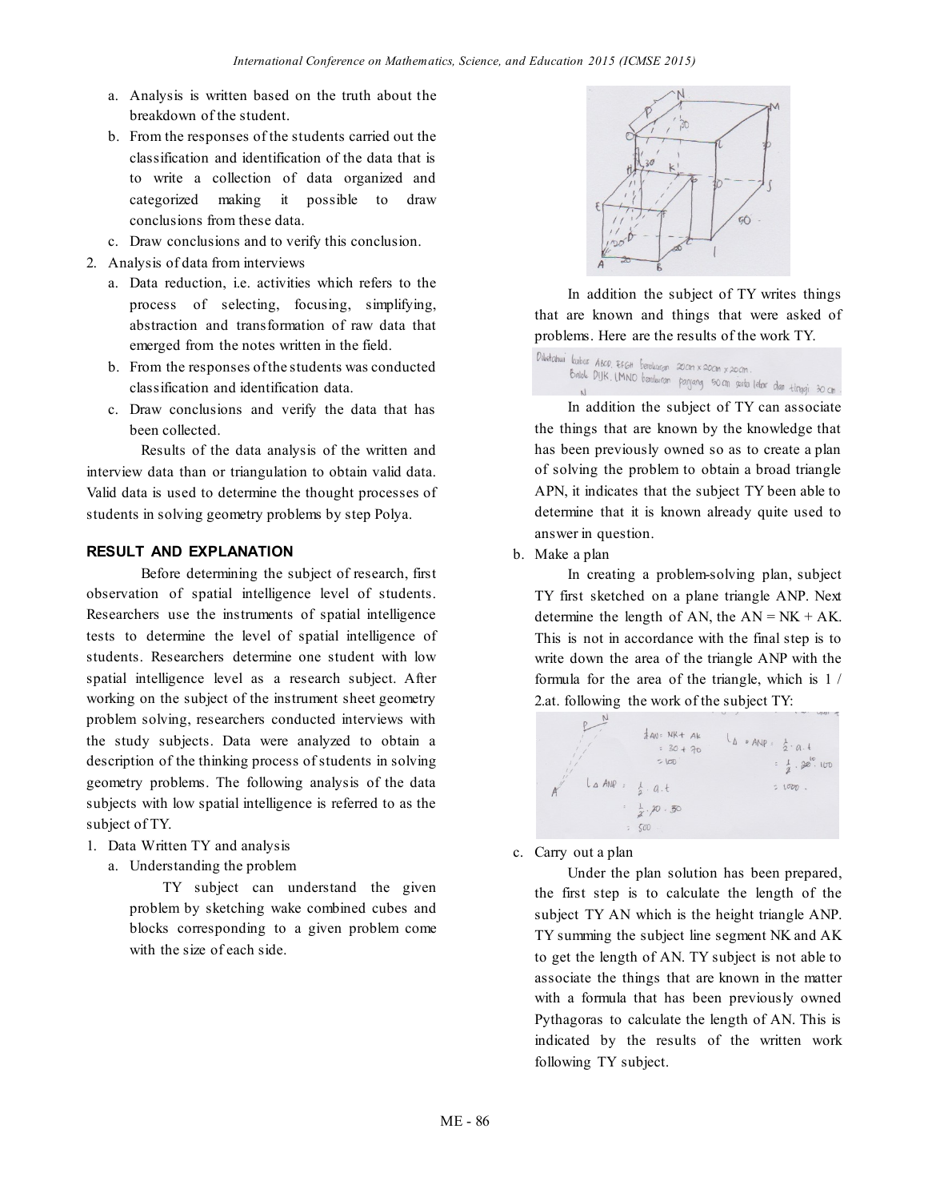a. Analysis is written based on the truth about the breakdown of the student.
   b. From the responses of the students carried out the classification and identification of the data that is to write a collection of data organized and categorized making it possible to draw conclusions from these data.
   c. Draw conclusions and to verify this conclusion.
2. Analysis of data from interviews
   a. Data reduction, i.e. activities which refers to the process of selecting, focusing, simplifying, abstraction and transformation of raw data that emerged from the notes written in the field.
   b. From the responses of the students was conducted classification and identification data.
   c. Draw conclusions and verify the data that has been collected.

Results of the data analysis of the written and interview data than or triangulation to obtain valid data. Valid data is used to determine the thought processes of students in solving geometry problems by step Polya.

## RESULT AND EXPLANATION

Before determining the subject of research, first observation of spatial intelligence level of students. Researchers use the instruments of spatial intelligence tests to determine the level of spatial intelligence of students. Researchers determine one student with low spatial intelligence level as a research subject. After working on the subject of the instrument sheet geometry problem solving, researchers conducted interviews with the study subjects. Data were analyzed to obtain a description of the thinking process of students in solving geometry problems. The following analysis of the data subjects with low spatial intelligence is referred to as the subject of TY.

1. Data Written TY and analysis
   a. Understanding the problem

      TY subject can understand the given problem by sketching wake combined cubes and blocks corresponding to a given problem come with the size of each side.

      In addition the subject of TY writes things that are known and things that were asked of problems. Here are the results of the work TY.

      In addition the subject of TY can associate the things that are known by the knowledge that has been previously owned so as to create a plan of solving the problem to obtain a broad triangle APN, it indicates that the subject TY been able to determine that it is known already quite used to answer in question.

   b. Make a plan

      In creating a problem-solving plan, subject TY first sketched on a plane triangle ANP. Next determine the length of AN, the AN = NK + AK. This is not in accordance with the final step is to write down the area of the triangle ANP with the formula for the area of the triangle, which is 1 / 2.at. following the work of the subject TY:

   c. Carry out a plan

      Under the plan solution has been prepared, the first step is to calculate the length of the subject TY AN which is the height triangle ANP. TY summing the subject line segment NK and AK to get the length of AN. TY subject is not able to associate the things that are known in the matter with a formula that has been previously owned Pythagoras to calculate the length of AN. This is indicated by the results of the written work following TY subject.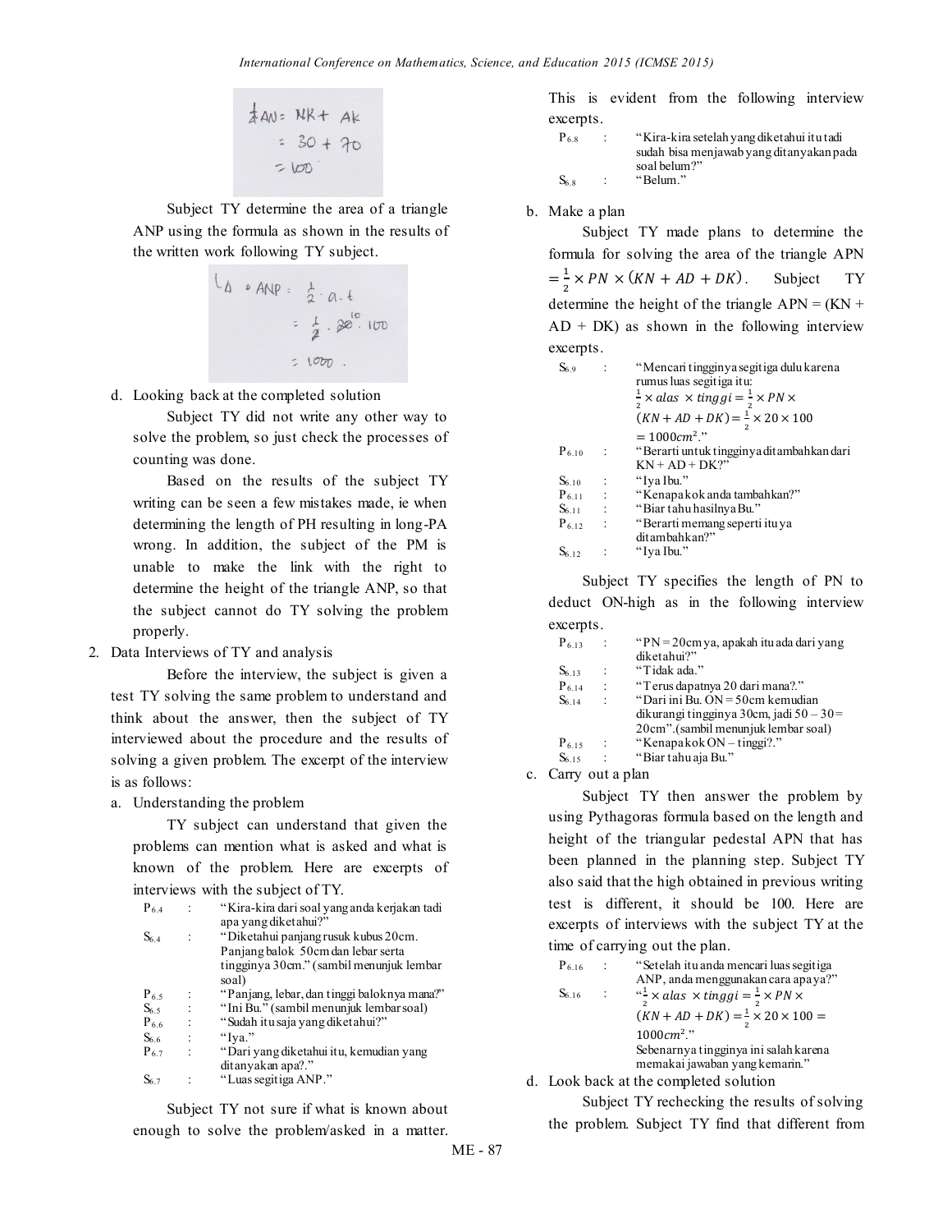$\frac{1}{2}$AN = NK + AK
= 30 + 70
= 100

Subject TY determine the area of a triangle ANP using the formula as shown in the results of the written work following TY subject.

L△ ANP = $\frac{1}{2}$ · a · t
= $\frac{1}{2}$ · 20 · 100
= 1000 .

d. Looking back at the completed solution

Subject TY did not write any other way to solve the problem, so just check the processes of counting was done.

Based on the results of the subject TY writing can be seen a few mistakes made, ie when determining the length of PH resulting in long-PA wrong. In addition, the subject of the PM is unable to make the link with the right to determine the height of the triangle ANP, so that the subject cannot do TY solving the problem properly.

2. Data Interviews of TY and analysis

Before the interview, the subject is given a test TY solving the same problem to understand and think about the answer, then the subject of TY interviewed about the procedure and the results of solving a given problem. The excerpt of the interview is as follows:

a. Understanding the problem

TY subject can understand that given the problems can mention what is asked and what is known of the problem. Here are excerpts of interviews with the subject of TY.

| | | |
|---|---|---|
| $P_{6.4}$ | : | "Kira-kira dari soal yang anda kerjakan tadi apa yang diketahui?" |
| $S_{6.4}$ | : | "Diketahui panjang rusuk kubus 20cm. Panjang balok 50cm dan lebar serta tingginya 30cm." (sambil menunjuk lembar soal) |
| $P_{6.5}$ | : | "Panjang, lebar, dan tinggi baloknya mana?" |
| $S_{6.5}$ | : | "Ini Bu." (sambil menunjuk lembar soal) |
| $P_{6.6}$ | : | "Sudah itu saja yang diketahui?" |
| $S_{6.6}$ | : | "Iya." |
| $P_{6.7}$ | : | "Dari yang diketahui itu, kemudian yang ditanyakan apa?." |
| $S_{6.7}$ | : | "Luas segitiga ANP." |

Subject TY not sure if what is known about enough to solve the problem/asked in a matter. This is evident from the following interview excerpts.

| | | |
|---|---|---|
| $P_{6.8}$ | : | "Kira-kira setelah yang diketahui itu tadi sudah bisa menjawab yang ditanyakan pada soal belum?" |
| $S_{6.8}$ | : | "Belum." |

b. Make a plan

Subject TY made plans to determine the formula for solving the area of the triangle APN $= \frac{1}{2} \times PN \times (KN + AD + DK)$. Subject TY determine the height of the triangle APN = (KN + AD + DK) as shown in the following interview excerpts.

| | | |
|---|---|---|
| $S_{6.9}$ | : | "Mencari tingginya segitiga dulu karena rumus luas segitiga itu: $\frac{1}{2} \times alas \times tinggi = \frac{1}{2} \times PN \times (KN + AD + DK) = \frac{1}{2} \times 20 \times 100 = 1000 cm^2$." |
| $P_{6.10}$ | : | "Berarti untuk tingginya ditambahkan dari KN + AD + DK?" |
| $S_{6.10}$ | : | "Iya Ibu." |
| $P_{6.11}$ | : | "Kenapa kok anda tambahkan?" |
| $S_{6.11}$ | : | "Biar tahu hasilnya Bu." |
| $P_{6.12}$ | : | "Berarti memang seperti itu ya ditambahkan?" |
| $S_{6.12}$ | : | "Iya Ibu." |

Subject TY specifies the length of PN to deduct ON-high as in the following interview excerpts.

| | | |
|---|---|---|
| $P_{6.13}$ | : | "PN = 20cm ya, apakah itu ada dari yang diketahui?" |
| $S_{6.13}$ | : | "Tidak ada." |
| $P_{6.14}$ | : | "Terus dapatnya 20 dari mana?." |
| $S_{6.14}$ | : | "Dari ini Bu. ON = 50cm kemudian dikurangi tingginya 30cm, jadi 50 – 30 = 20cm".(sambil menunjuk lembar soal) |
| $P_{6.15}$ | : | "Kenapa kok ON – tinggi?." |
| $S_{6.15}$ | : | "Biar tahu aja Bu." |

c. Carry out a plan

Subject TY then answer the problem by using Pythagoras formula based on the length and height of the triangular pedestal APN that has been planned in the planning step. Subject TY also said that the high obtained in previous writing test is different, it should be 100. Here are excerpts of interviews with the subject TY at the time of carrying out the plan.

| | | |
|---|---|---|
| $P_{6.16}$ | : | "Setelah itu anda mencari luas segitiga ANP, anda menggunakan cara apa ya?" |
| $S_{6.16}$ | : | "$\frac{1}{2} \times alas \times tinggi = \frac{1}{2} \times PN \times (KN + AD + DK) = \frac{1}{2} \times 20 \times 100 = 1000 cm^2$." Sebenarnya tingginya ini salah karena memakai jawaban yang kemarin." |

d. Look back at the completed solution

Subject TY rechecking the results of solving the problem. Subject TY find that different from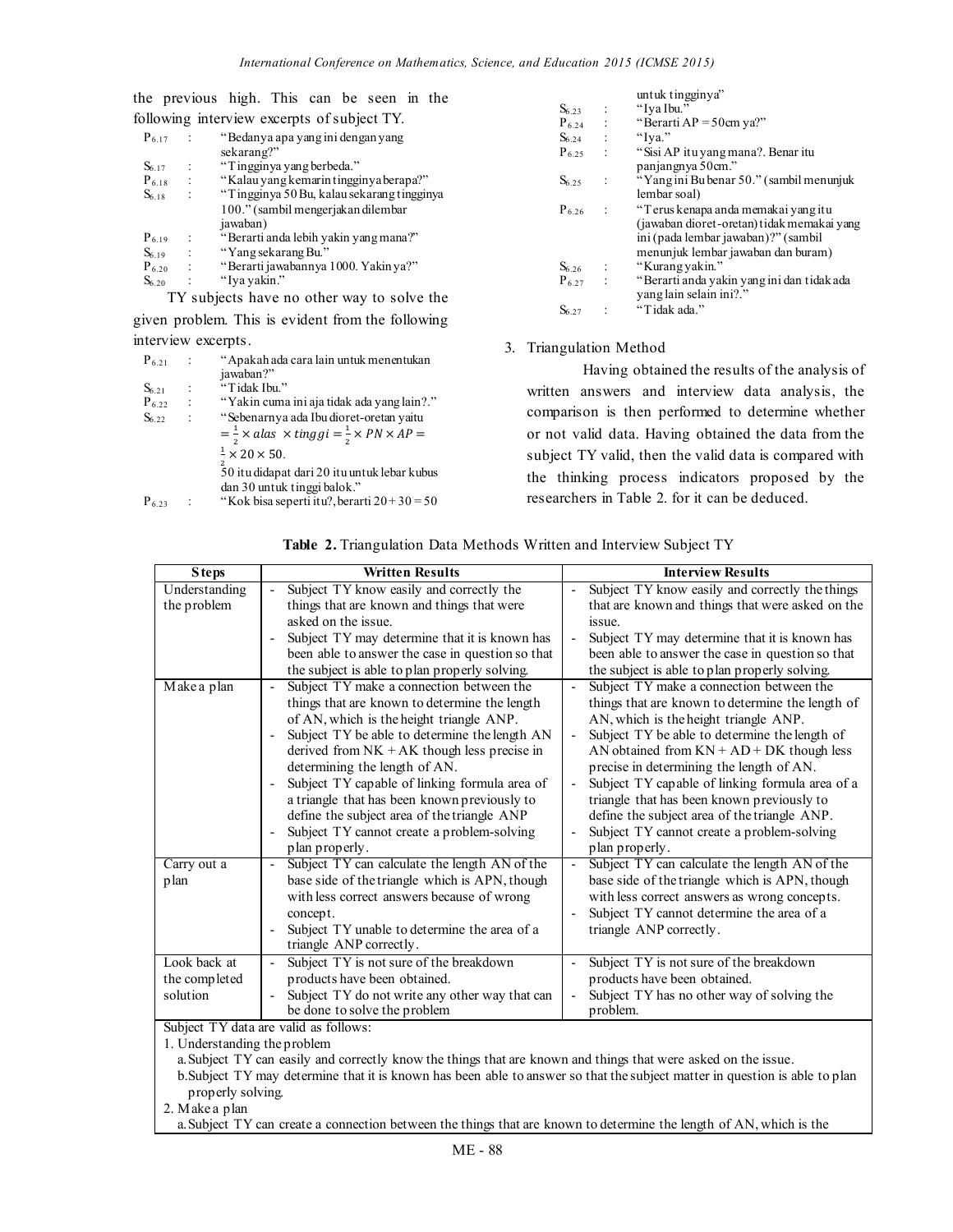the previous high. This can be seen in the following interview excerpts of subject TY.

$P_{6.17}$ : "Bedanya apa yang ini dengan yang sekarang?"
$S_{6.17}$ : "Tingginya yang berbeda."
$P_{6.18}$ : "Kalau yang kemarin tingginya berapa?"
$S_{6.18}$ : "Tingginya 50 Bu, kalau sekarang tingginya 100." (sambil mengerjakan dilembar jawaban)
$P_{6.19}$ : "Berarti anda lebih yakin yang mana?"
$S_{6.19}$ : "Yang sekarang Bu."
$P_{6.20}$ : "Berarti jawabannya 1000. Yakin ya?"
$S_{6.20}$ : "Iya yakin."

TY subjects have no other way to solve the given problem. This is evident from the following interview excerpts.

$P_{6.21}$ : "Apakah ada cara lain untuk menentukan jawaban?"
$S_{6.21}$ : "Tidak Ibu."
$P_{6.22}$ : "Yakin cuma ini aja tidak ada yang lain?."
$S_{6.22}$ : "Sebenarnya ada Ibu dioret-oretan yaitu $= \frac{1}{2} \times alas \times tinggi = \frac{1}{2} \times PN \times AP = \frac{1}{2} \times 20 \times 50$.
50 itu didapat dari 20 itu untuk lebar kubus dan 30 untuk tinggi balok."
$P_{6.23}$ : "Kok bisa seperti itu?, berarti $20 + 30 = 50$ untuk tingginya"
$S_{6.23}$ : "Iya Ibu."
$P_{6.24}$ : "Berarti $AP = 50$cm ya?"
$S_{6.24}$ : "Iya."
$P_{6.25}$ : "Sisi AP itu yang mana?. Benar itu panjangnya 50cm."
$S_{6.25}$ : "Yang ini Bu benar 50." (sambil menunjuk lembar soal)
$P_{6.26}$ : "Terus kenapa anda memakai yang itu (jawaban dioret-oretan) tidak memakai yang ini (pada lembar jawaban)?" (sambil menunjuk lembar jawaban dan buram)
$S_{6.26}$ : "Kurang yakin."
$P_{6.27}$ : "Berarti anda yakin yang ini dan tidak ada yang lain selain ini?."
$S_{6.27}$ : "Tidak ada."

3. Triangulation Method

Having obtained the results of the analysis of written answers and interview data analysis, the comparison is then performed to determine whether or not valid data. Having obtained the data from the subject TY valid, then the valid data is compared with the thinking process indicators proposed by the researchers in Table 2. for it can be deduced.

**Table 2.** Triangulation Data Methods Written and Interview Subject TY

| Steps | Written Results | Interview Results |
|---|---|---|
| Understanding the problem | - Subject TY know easily and correctly the things that are known and things that were asked on the issue.<br>- Subject TY may determine that it is known has been able to answer the case in question so that the subject is able to plan properly solving. | - Subject TY know easily and correctly the things that are known and things that were asked on the issue.<br>- Subject TY may determine that it is known has been able to answer the case in question so that the subject is able to plan properly solving. |
| Make a plan | - Subject TY make a connection between the things that are known to determine the length of AN, which is the height triangle ANP.<br>- Subject TY be able to determine the length AN derived from NK + AK though less precise in determining the length of AN.<br>- Subject TY capable of linking formula area of a triangle that has been known previously to define the subject area of the triangle ANP<br>- Subject TY cannot create a problem-solving plan properly. | - Subject TY make a connection between the things that are known to determine the length of AN, which is the height triangle ANP.<br>- Subject TY be able to determine the length of AN obtained from KN + AD + DK though less precise in determining the length of AN.<br>- Subject TY capable of linking formula area of a triangle that has been known previously to define the subject area of the triangle ANP.<br>- Subject TY cannot create a problem-solving plan properly. |
| Carry out a plan | - Subject TY can calculate the length AN of the base side of the triangle which is APN, though with less correct answers because of wrong concept.<br>- Subject TY unable to determine the area of a triangle ANP correctly. | - Subject TY can calculate the length AN of the base side of the triangle which is APN, though with less correct answers as wrong concepts.<br>- Subject TY cannot determine the area of a triangle ANP correctly. |
| Look back at the completed solution | - Subject TY is not sure of the breakdown products have been obtained.<br>- Subject TY do not write any other way that can be done to solve the problem | - Subject TY is not sure of the breakdown products have been obtained.<br>- Subject TY has no other way of solving the problem. |

Subject TY data are valid as follows:

1. Understanding the problem
   a. Subject TY can easily and correctly know the things that are known and things that were asked on the issue.
   b. Subject TY may determine that it is known has been able to answer so that the subject matter in question is able to plan properly solving.
2. Make a plan
   a. Subject TY can create a connection between the things that are known to determine the length of AN, which is the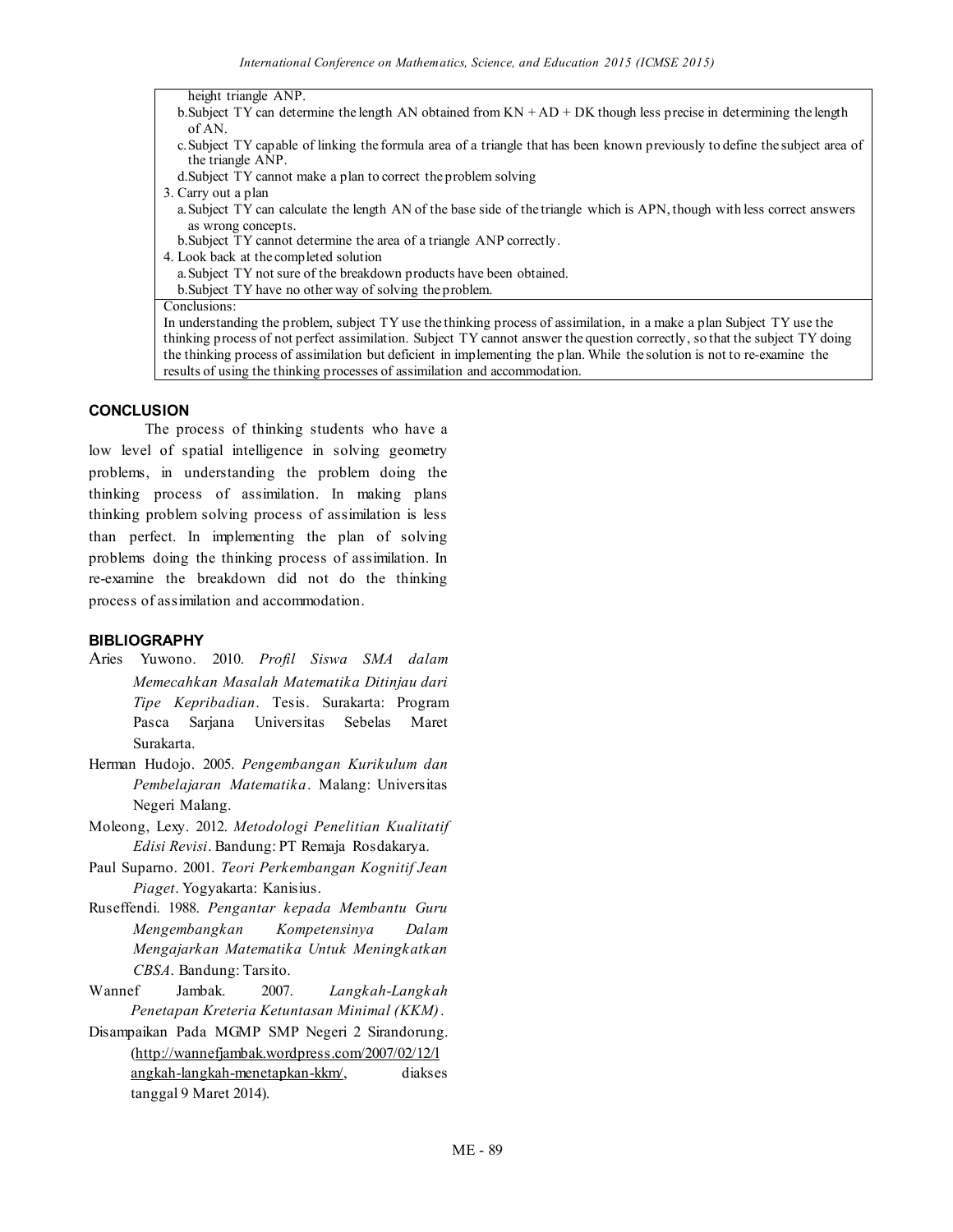| |
|---|
| height triangle ANP.<br>b. Subject TY can determine the length AN obtained from KN + AD + DK though less precise in determining the length of AN.<br>c. Subject TY capable of linking the formula area of a triangle that has been known previously to define the subject area of the triangle ANP.<br>d. Subject TY cannot make a plan to correct the problem solving<br>3. Carry out a plan<br>a. Subject TY can calculate the length AN of the base side of the triangle which is APN, though with less correct answers as wrong concepts.<br>b. Subject TY cannot determine the area of a triangle ANP correctly.<br>4. Look back at the completed solution<br>a. Subject TY not sure of the breakdown products have been obtained.<br>b. Subject TY have no other way of solving the problem. |
| Conclusions:<br>In understanding the problem, subject TY use the thinking process of assimilation, in a make a plan Subject TY use the thinking process of not perfect assimilation. Subject TY cannot answer the question correctly, so that the subject TY doing the thinking process of assimilation but deficient in implementing the plan. While the solution is not to re-examine the results of using the thinking processes of assimilation and accommodation. |

## CONCLUSION

The process of thinking students who have a low level of spatial intelligence in solving geometry problems, in understanding the problem doing the thinking process of assimilation. In making plans thinking problem solving process of assimilation is less than perfect. In implementing the plan of solving problems doing the thinking process of assimilation. In re-examine the breakdown did not do the thinking process of assimilation and accommodation.

## BIBLIOGRAPHY

Aries Yuwono. 2010. *Profil Siswa SMA dalam Memecahkan Masalah Matematika Ditinjau dari Tipe Kepribadian*. Tesis. Surakarta: Program Pasca Sarjana Universitas Sebelas Maret Surakarta.

Herman Hudojo. 2005. *Pengembangan Kurikulum dan Pembelajaran Matematika*. Malang: Universitas Negeri Malang.

Moleong, Lexy. 2012. *Metodologi Penelitian Kualitatif Edisi Revisi*. Bandung: PT Remaja Rosdakarya.

Paul Suparno. 2001. *Teori Perkembangan Kognitif Jean Piaget*. Yogyakarta: Kanisius.

Ruseffendi. 1988. *Pengantar kepada Membantu Guru Mengembangkan Kompetensinya Dalam Mengajarkan Matematika Untuk Meningkatkan CBSA*. Bandung: Tarsito.

Wannef Jambak. 2007. *Langkah-Langkah Penetapan Kreteria Ketuntasan Minimal (KKM)*.

Disampaikan Pada MGMP SMP Negeri 2 Sirandorung. (http://wannefjambak.wordpress.com/2007/02/12/langkah-langkah-menetapkan-kkm/, diakses tanggal 9 Maret 2014).